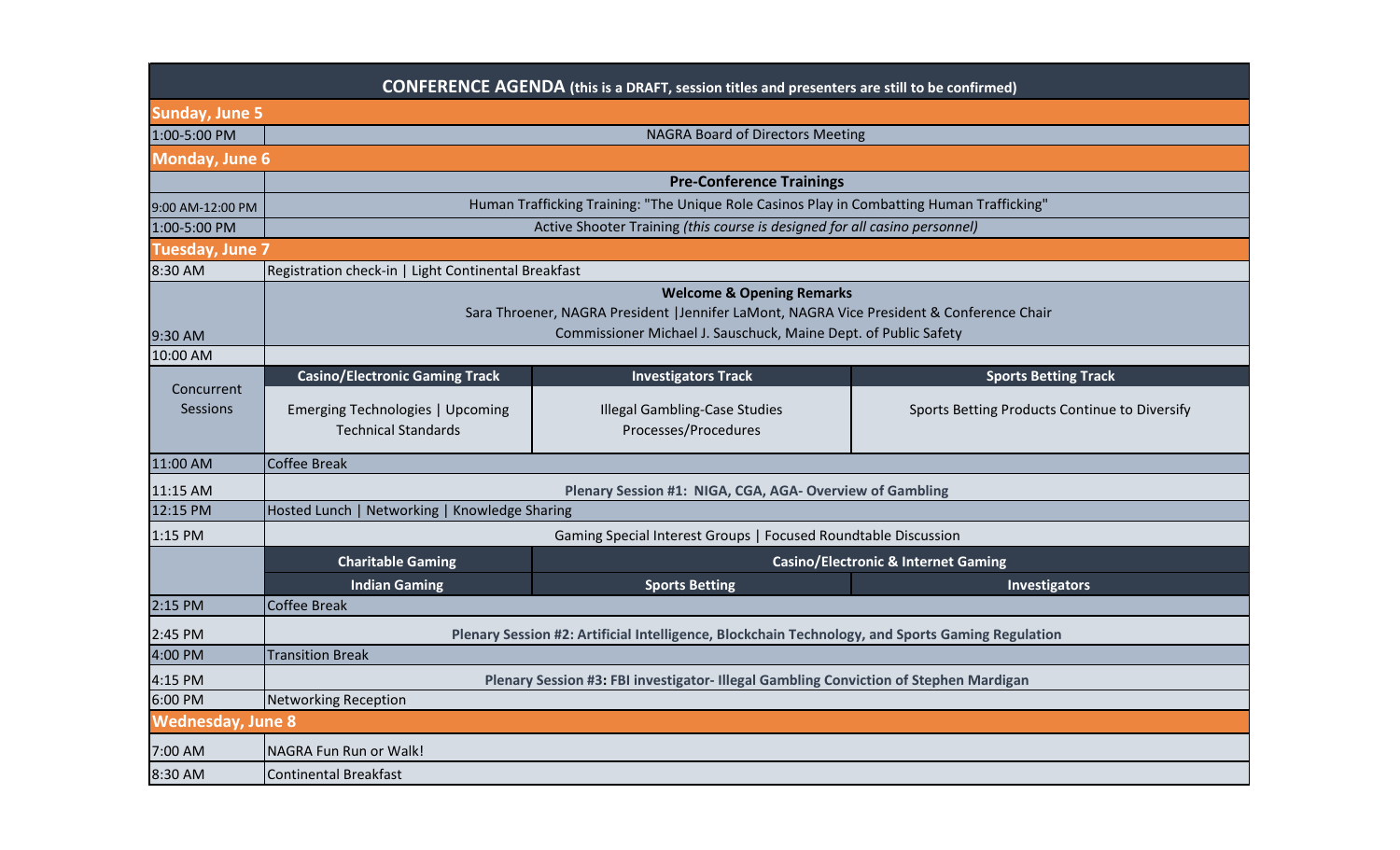**CONFERENCE AGENDA** (this is a DRAFT, session titles and presenters are still to be confirmed)

| | | | |
|---|---|---|---|
| **Sunday, June 5** | | | |
| 1:00-5:00 PM | NAGRA Board of Directors Meeting | | |
| **Monday, June 6** | | | |
| | **Pre-Conference Trainings** | | |
| 9:00 AM-12:00 PM | Human Trafficking Training: "The Unique Role Casinos Play in Combatting Human Trafficking" | | |
| 1:00-5:00 PM | Active Shooter Training *(this course is designed for all casino personnel)* | | |
| **Tuesday, June 7** | | | |
| 8:30 AM | Registration check-in \| Light Continental Breakfast | | |
| 9:30 AM | **Welcome & Opening Remarks**<br>Sara Throener, NAGRA President \|Jennifer LaMont, NAGRA Vice President & Conference Chair<br>Commissioner Michael J. Sauschuck, Maine Dept. of Public Safety | | |
| 10:00 AM | | | |
| Concurrent Sessions | **Casino/Electronic Gaming Track** | **Investigators Track** | **Sports Betting Track** |
| | Emerging Technologies \| Upcoming Technical Standards | Illegal Gambling-Case Studies Processes/Procedures | Sports Betting Products Continue to Diversify |
| 11:00 AM | Coffee Break | | |
| 11:15 AM | **Plenary Session #1: NIGA, CGA, AGA- Overview of Gambling** | | |
| 12:15 PM | Hosted Lunch \| Networking \| Knowledge Sharing | | |
| 1:15 PM | Gaming Special Interest Groups \| Focused Roundtable Discussion | | |
| | **Charitable Gaming** | **Casino/Electronic & Internet Gaming** | |
| | **Indian Gaming** | **Sports Betting** | **Investigators** |
| 2:15 PM | Coffee Break | | |
| 2:45 PM | **Plenary Session #2: Artificial Intelligence, Blockchain Technology, and Sports Gaming Regulation** | | |
| 4:00 PM | Transition Break | | |
| 4:15 PM | **Plenary Session #3: FBI investigator- Illegal Gambling Conviction of Stephen Mardigan** | | |
| 6:00 PM | Networking Reception | | |
| **Wednesday, June 8** | | | |
| 7:00 AM | NAGRA Fun Run or Walk! | | |
| 8:30 AM | Continental Breakfast | | |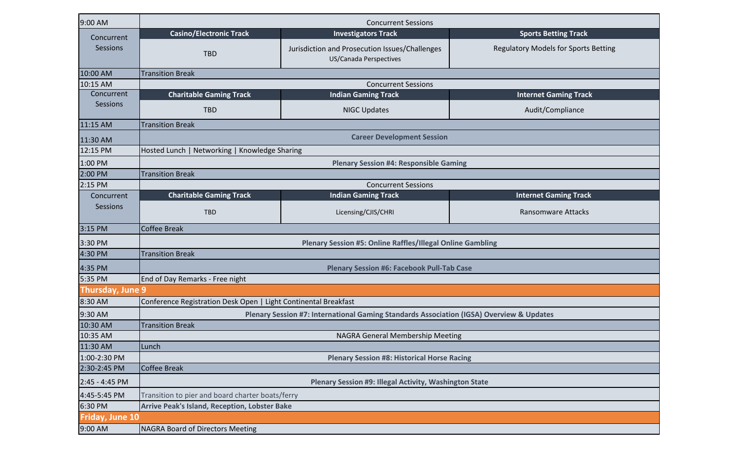| | | | |
|---|---|---|---|
| 9:00 AM | Concurrent Sessions | | |
| Concurrent Sessions | **Casino/Electronic Track** | **Investigators Track** | **Sports Betting Track** |
| | TBD | Jurisdiction and Prosecution Issues/Challenges US/Canada Perspectives | Regulatory Models for Sports Betting |
| 10:00 AM | Transition Break | | |
| 10:15 AM | Concurrent Sessions | | |
| Concurrent Sessions | **Charitable Gaming Track** | **Indian Gaming Track** | **Internet Gaming Track** |
| | TBD | NIGC Updates | Audit/Compliance |
| 11:15 AM | Transition Break | | |
| 11:30 AM | **Career Development Session** | | |
| 12:15 PM | Hosted Lunch \| Networking \| Knowledge Sharing | | |
| 1:00 PM | **Plenary Session #4: Responsible Gaming** | | |
| 2:00 PM | Transition Break | | |
| 2:15 PM | Concurrent Sessions | | |
| Concurrent Sessions | **Charitable Gaming Track** | **Indian Gaming Track** | **Internet Gaming Track** |
| | TBD | Licensing/CJIS/CHRI | Ransomware Attacks |
| 3:15 PM | Coffee Break | | |
| 3:30 PM | **Plenary Session #5: Online Raffles/Illegal Online Gambling** | | |
| 4:30 PM | Transition Break | | |
| 4:35 PM | **Plenary Session #6: Facebook Pull-Tab Case** | | |
| 5:35 PM | End of Day Remarks - Free night | | |
| **Thursday, June 9** | | | |
| 8:30 AM | Conference Registration Desk Open \| Light Continental Breakfast | | |
| 9:30 AM | **Plenary Session #7: International Gaming Standards Association (IGSA) Overview & Updates** | | |
| 10:30 AM | Transition Break | | |
| 10:35 AM | NAGRA General Membership Meeting | | |
| 11:30 AM | Lunch | | |
| 1:00-2:30 PM | **Plenary Session #8: Historical Horse Racing** | | |
| 2:30-2:45 PM | Coffee Break | | |
| 2:45 - 4:45 PM | **Plenary Session #9: Illegal Activity, Washington State** | | |
| 4:45-5:45 PM | Transition to pier and board charter boats/ferry | | |
| 6:30 PM | **Arrive Peak's Island, Reception, Lobster Bake** | | |
| **Friday, June 10** | | | |
| 9:00 AM | NAGRA Board of Directors Meeting | | |